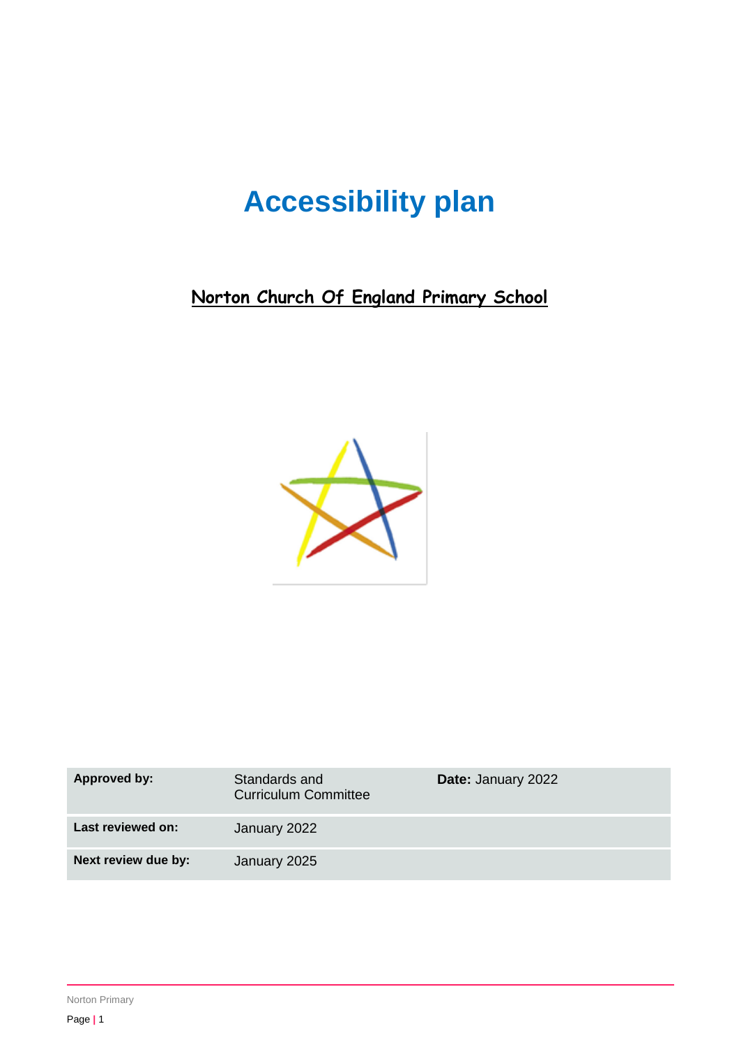# Accessibility plan

## Norton Church Of England Primary School

| **Approved by:** | Standards and Curriculum Committee | **Date:** January 2022 |
|---|---|---|
| **Last reviewed on:** | January 2022 | |
| **Next review due by:** | January 2025 | |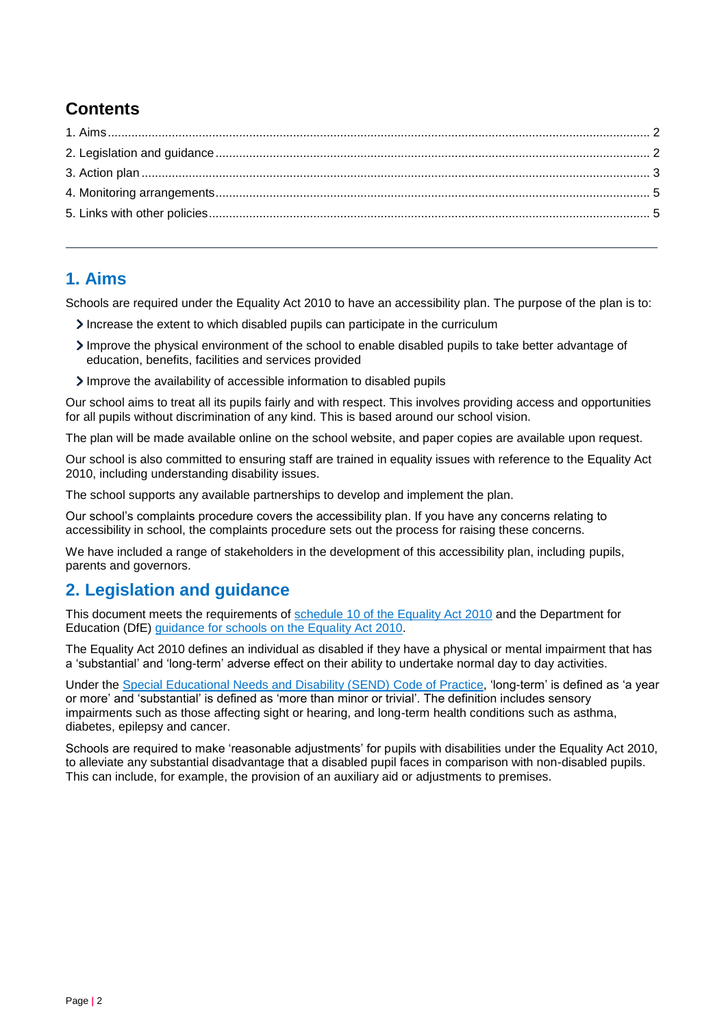## Contents

1. Aims ........ 2
2. Legislation and guidance ........ 2
3. Action plan ........ 3
4. Monitoring arrangements ........ 5
5. Links with other policies ........ 5

---

## 1. Aims

Schools are required under the Equality Act 2010 to have an accessibility plan. The purpose of the plan is to:

- Increase the extent to which disabled pupils can participate in the curriculum
- Improve the physical environment of the school to enable disabled pupils to take better advantage of education, benefits, facilities and services provided
- Improve the availability of accessible information to disabled pupils

Our school aims to treat all its pupils fairly and with respect. This involves providing access and opportunities for all pupils without discrimination of any kind. This is based around our school vision.

The plan will be made available online on the school website, and paper copies are available upon request.

Our school is also committed to ensuring staff are trained in equality issues with reference to the Equality Act 2010, including understanding disability issues.

The school supports any available partnerships to develop and implement the plan.

Our school's complaints procedure covers the accessibility plan. If you have any concerns relating to accessibility in school, the complaints procedure sets out the process for raising these concerns.

We have included a range of stakeholders in the development of this accessibility plan, including pupils, parents and governors.

## 2. Legislation and guidance

This document meets the requirements of schedule 10 of the Equality Act 2010 and the Department for Education (DfE) guidance for schools on the Equality Act 2010.

The Equality Act 2010 defines an individual as disabled if they have a physical or mental impairment that has a 'substantial' and 'long-term' adverse effect on their ability to undertake normal day to day activities.

Under the Special Educational Needs and Disability (SEND) Code of Practice, 'long-term' is defined as 'a year or more' and 'substantial' is defined as 'more than minor or trivial'. The definition includes sensory impairments such as those affecting sight or hearing, and long-term health conditions such as asthma, diabetes, epilepsy and cancer.

Schools are required to make 'reasonable adjustments' for pupils with disabilities under the Equality Act 2010, to alleviate any substantial disadvantage that a disabled pupil faces in comparison with non-disabled pupils. This can include, for example, the provision of an auxiliary aid or adjustments to premises.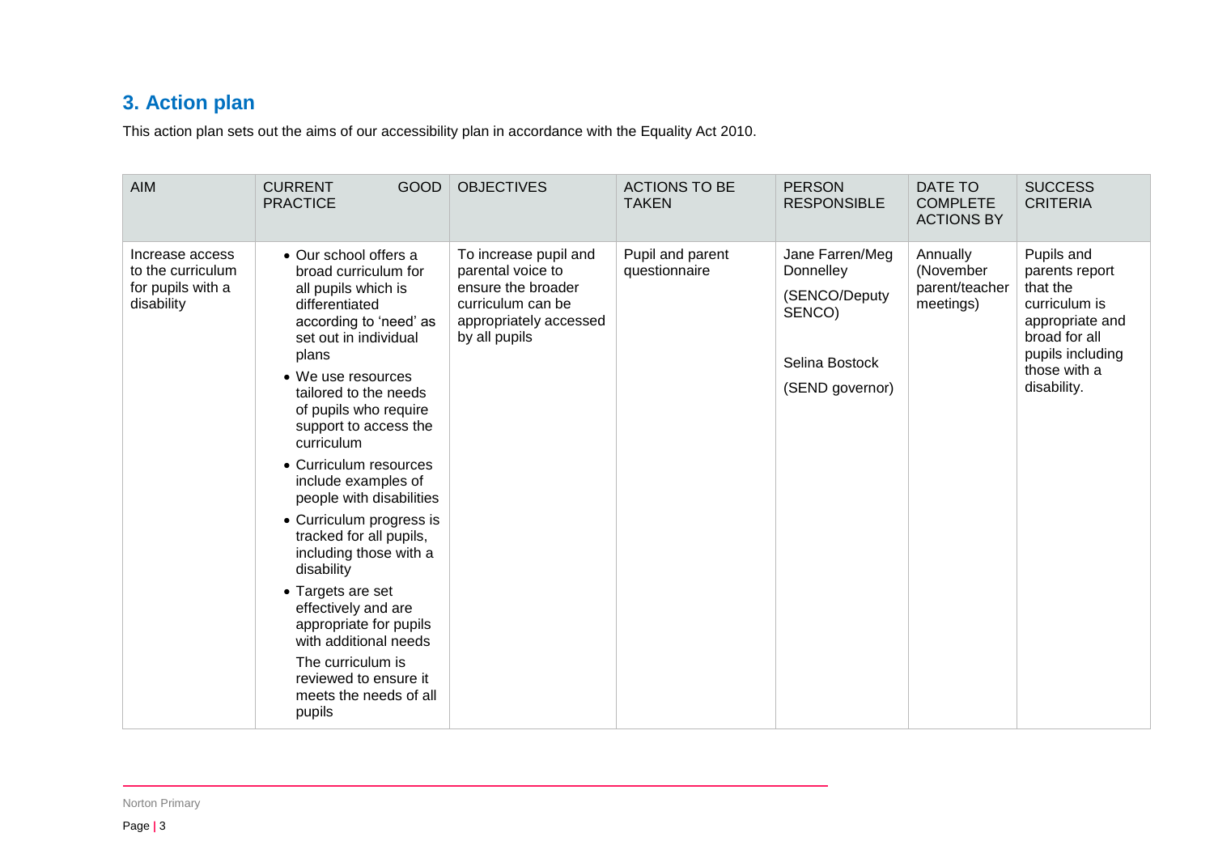## 3. Action plan

This action plan sets out the aims of our accessibility plan in accordance with the Equality Act 2010.

| AIM | CURRENT GOOD PRACTICE | OBJECTIVES | ACTIONS TO BE TAKEN | PERSON RESPONSIBLE | DATE TO COMPLETE ACTIONS BY | SUCCESS CRITERIA |
|---|---|---|---|---|---|---|
| Increase access to the curriculum for pupils with a disability | • Our school offers a broad curriculum for all pupils which is differentiated according to 'need' as set out in individual plans<br>• We use resources tailored to the needs of pupils who require support to access the curriculum<br>• Curriculum resources include examples of people with disabilities<br>• Curriculum progress is tracked for all pupils, including those with a disability<br>• Targets are set effectively and are appropriate for pupils with additional needs<br>The curriculum is reviewed to ensure it meets the needs of all pupils | To increase pupil and parental voice to ensure the broader curriculum can be appropriately accessed by all pupils | Pupil and parent questionnaire | Jane Farren/Meg Donnelley<br>(SENCO/Deputy SENCO)<br><br>Selina Bostock<br>(SEND governor) | Annually (November parent/teacher meetings) | Pupils and parents report that the curriculum is appropriate and broad for all pupils including those with a disability. |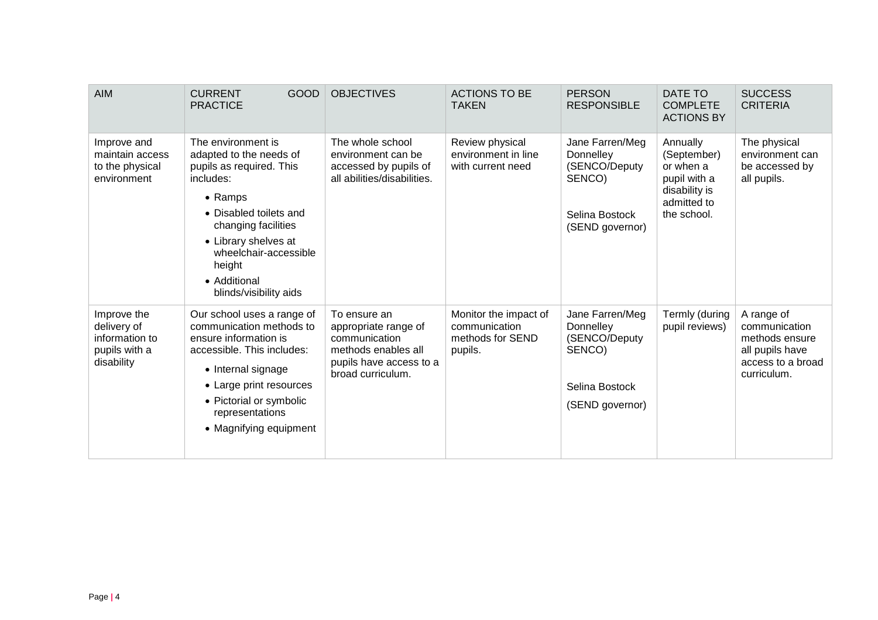| AIM | CURRENT GOOD PRACTICE | OBJECTIVES | ACTIONS TO BE TAKEN | PERSON RESPONSIBLE | DATE TO COMPLETE ACTIONS BY | SUCCESS CRITERIA |
|---|---|---|---|---|---|---|
| Improve and maintain access to the physical environment | The environment is adapted to the needs of pupils as required. This includes:<br>• Ramps<br>• Disabled toilets and changing facilities<br>• Library shelves at wheelchair-accessible height<br>• Additional blinds/visibility aids | The whole school environment can be accessed by pupils of all abilities/disabilities. | Review physical environment in line with current need | Jane Farren/Meg Donnelley (SENCO/Deputy SENCO)<br><br>Selina Bostock (SEND governor) | Annually (September) or when a pupil with a disability is admitted to the school. | The physical environment can be accessed by all pupils. |
| Improve the delivery of information to pupils with a disability | Our school uses a range of communication methods to ensure information is accessible. This includes:<br>• Internal signage<br>• Large print resources<br>• Pictorial or symbolic representations<br>• Magnifying equipment | To ensure an appropriate range of communication methods enables all pupils have access to a broad curriculum. | Monitor the impact of communication methods for SEND pupils. | Jane Farren/Meg Donnelley (SENCO/Deputy SENCO)<br><br>Selina Bostock<br><br>(SEND governor) | Termly (during pupil reviews) | A range of communication methods ensure all pupils have access to a broad curriculum. |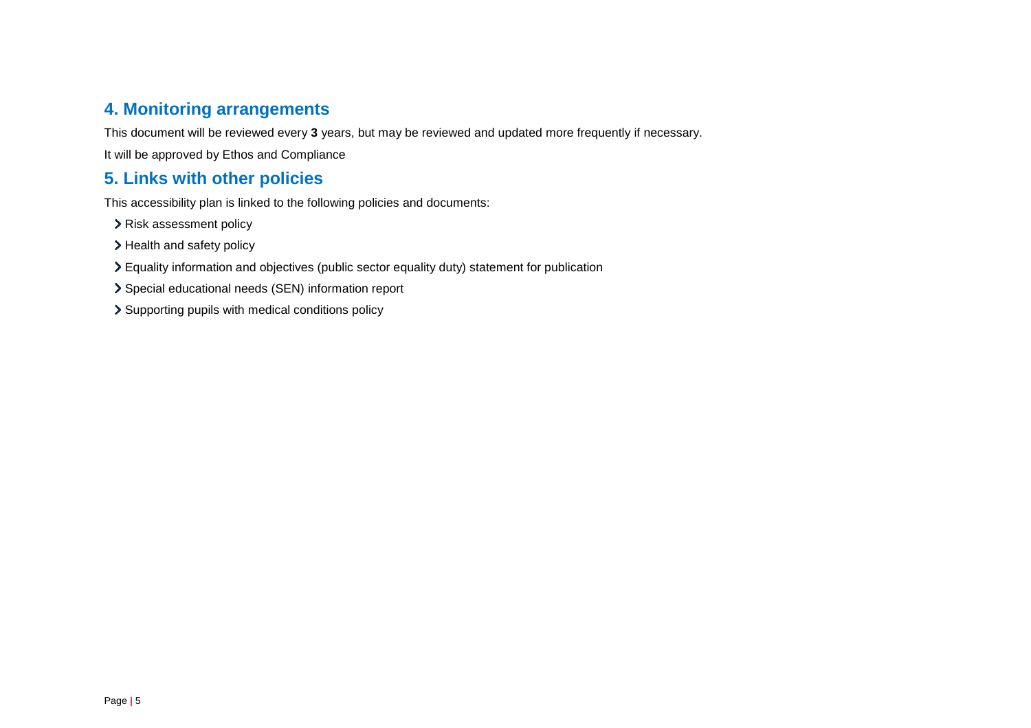## 4. Monitoring arrangements

This document will be reviewed every **3** years, but may be reviewed and updated more frequently if necessary.

It will be approved by Ethos and Compliance

## 5. Links with other policies

This accessibility plan is linked to the following policies and documents:

- Risk assessment policy
- Health and safety policy
- Equality information and objectives (public sector equality duty) statement for publication
- Special educational needs (SEN) information report
- Supporting pupils with medical conditions policy